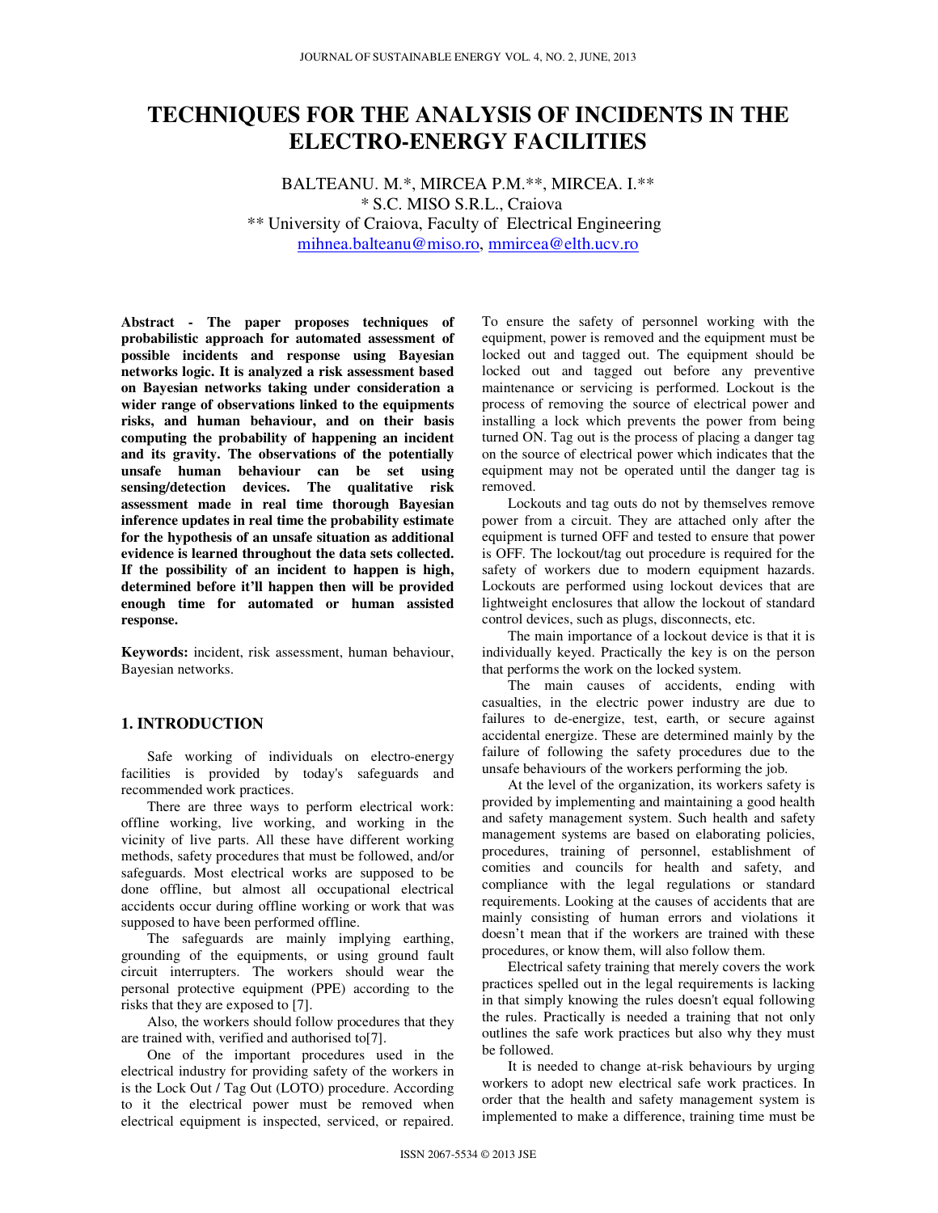# TECHNIQUES FOR THE ANALYSIS OF INCIDENTS IN THE ELECTRO-ENERGY FACILITIES

BALTEANU. M.*, MIRCEA P.M.**, MIRCEA. I.**

\* S.C. MISO S.R.L., Craiova

\** University of Craiova, Faculty of Electrical Engineering

mihnea.balteanu@miso.ro, mmircea@elth.ucv.ro

**Abstract - The paper proposes techniques of probabilistic approach for automated assessment of possible incidents and response using Bayesian networks logic. It is analyzed a risk assessment based on Bayesian networks taking under consideration a wider range of observations linked to the equipments risks, and human behaviour, and on their basis computing the probability of happening an incident and its gravity. The observations of the potentially unsafe human behaviour can be set using sensing/detection devices. The qualitative risk assessment made in real time thorough Bayesian inference updates in real time the probability estimate for the hypothesis of an unsafe situation as additional evidence is learned throughout the data sets collected. If the possibility of an incident to happen is high, determined before it'll happen then will be provided enough time for automated or human assisted response.**

**Keywords:** incident, risk assessment, human behaviour, Bayesian networks.

## 1. INTRODUCTION

Safe working of individuals on electro-energy facilities is provided by today's safeguards and recommended work practices.

There are three ways to perform electrical work: offline working, live working, and working in the vicinity of live parts. All these have different working methods, safety procedures that must be followed, and/or safeguards. Most electrical works are supposed to be done offline, but almost all occupational electrical accidents occur during offline working or work that was supposed to have been performed offline.

The safeguards are mainly implying earthing, grounding of the equipments, or using ground fault circuit interrupters. The workers should wear the personal protective equipment (PPE) according to the risks that they are exposed to [7].

Also, the workers should follow procedures that they are trained with, verified and authorised to[7].

One of the important procedures used in the electrical industry for providing safety of the workers in is the Lock Out / Tag Out (LOTO) procedure. According to it the electrical power must be removed when electrical equipment is inspected, serviced, or repaired. To ensure the safety of personnel working with the equipment, power is removed and the equipment must be locked out and tagged out. The equipment should be locked out and tagged out before any preventive maintenance or servicing is performed. Lockout is the process of removing the source of electrical power and installing a lock which prevents the power from being turned ON. Tag out is the process of placing a danger tag on the source of electrical power which indicates that the equipment may not be operated until the danger tag is removed.

Lockouts and tag outs do not by themselves remove power from a circuit. They are attached only after the equipment is turned OFF and tested to ensure that power is OFF. The lockout/tag out procedure is required for the safety of workers due to modern equipment hazards. Lockouts are performed using lockout devices that are lightweight enclosures that allow the lockout of standard control devices, such as plugs, disconnects, etc.

The main importance of a lockout device is that it is individually keyed. Practically the key is on the person that performs the work on the locked system.

The main causes of accidents, ending with casualties, in the electric power industry are due to failures to de-energize, test, earth, or secure against accidental energize. These are determined mainly by the failure of following the safety procedures due to the unsafe behaviours of the workers performing the job.

At the level of the organization, its workers safety is provided by implementing and maintaining a good health and safety management system. Such health and safety management systems are based on elaborating policies, procedures, training of personnel, establishment of comities and councils for health and safety, and compliance with the legal regulations or standard requirements. Looking at the causes of accidents that are mainly consisting of human errors and violations it doesn't mean that if the workers are trained with these procedures, or know them, will also follow them.

Electrical safety training that merely covers the work practices spelled out in the legal requirements is lacking in that simply knowing the rules doesn't equal following the rules. Practically is needed a training that not only outlines the safe work practices but also why they must be followed.

It is needed to change at-risk behaviours by urging workers to adopt new electrical safe work practices. In order that the health and safety management system is implemented to make a difference, training time must be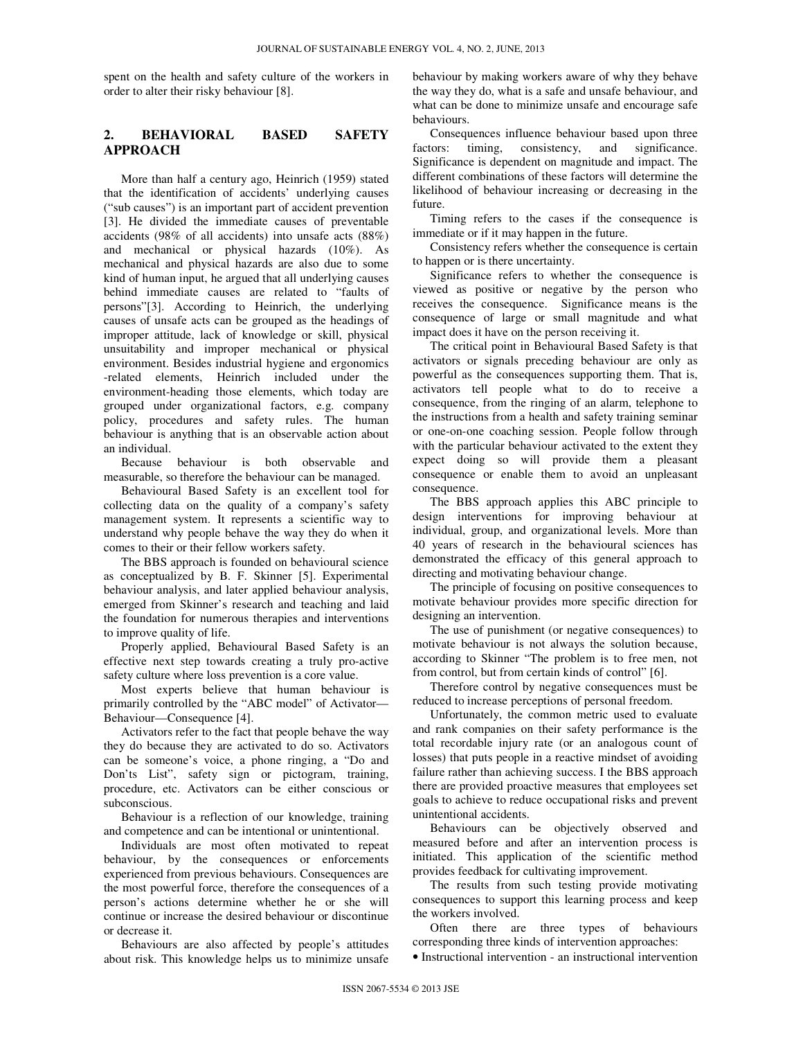spent on the health and safety culture of the workers in order to alter their risky behaviour [8].

## 2. BEHAVIORAL BASED SAFETY APPROACH

More than half a century ago, Heinrich (1959) stated that the identification of accidents' underlying causes ("sub causes") is an important part of accident prevention [3]. He divided the immediate causes of preventable accidents (98% of all accidents) into unsafe acts (88%) and mechanical or physical hazards (10%). As mechanical and physical hazards are also due to some kind of human input, he argued that all underlying causes behind immediate causes are related to "faults of persons"[3]. According to Heinrich, the underlying causes of unsafe acts can be grouped as the headings of improper attitude, lack of knowledge or skill, physical unsuitability and improper mechanical or physical environment. Besides industrial hygiene and ergonomics -related elements, Heinrich included under the environment-heading those elements, which today are grouped under organizational factors, e.g. company policy, procedures and safety rules. The human behaviour is anything that is an observable action about an individual.

Because behaviour is both observable and measurable, so therefore the behaviour can be managed.

Behavioural Based Safety is an excellent tool for collecting data on the quality of a company's safety management system. It represents a scientific way to understand why people behave the way they do when it comes to their or their fellow workers safety.

The BBS approach is founded on behavioural science as conceptualized by B. F. Skinner [5]. Experimental behaviour analysis, and later applied behaviour analysis, emerged from Skinner's research and teaching and laid the foundation for numerous therapies and interventions to improve quality of life.

Properly applied, Behavioural Based Safety is an effective next step towards creating a truly pro-active safety culture where loss prevention is a core value.

Most experts believe that human behaviour is primarily controlled by the "ABC model" of Activator—Behaviour—Consequence [4].

Activators refer to the fact that people behave the way they do because they are activated to do so. Activators can be someone's voice, a phone ringing, a "Do and Don'ts List", safety sign or pictogram, training, procedure, etc. Activators can be either conscious or subconscious.

Behaviour is a reflection of our knowledge, training and competence and can be intentional or unintentional.

Individuals are most often motivated to repeat behaviour, by the consequences or enforcements experienced from previous behaviours. Consequences are the most powerful force, therefore the consequences of a person's actions determine whether he or she will continue or increase the desired behaviour or discontinue or decrease it.

Behaviours are also affected by people's attitudes about risk. This knowledge helps us to minimize unsafe behaviour by making workers aware of why they behave the way they do, what is a safe and unsafe behaviour, and what can be done to minimize unsafe and encourage safe behaviours.

Consequences influence behaviour based upon three factors: timing, consistency, and significance. Significance is dependent on magnitude and impact. The different combinations of these factors will determine the likelihood of behaviour increasing or decreasing in the future.

Timing refers to the cases if the consequence is immediate or if it may happen in the future.

Consistency refers whether the consequence is certain to happen or is there uncertainty.

Significance refers to whether the consequence is viewed as positive or negative by the person who receives the consequence. Significance means is the consequence of large or small magnitude and what impact does it have on the person receiving it.

The critical point in Behavioural Based Safety is that activators or signals preceding behaviour are only as powerful as the consequences supporting them. That is, activators tell people what to do to receive a consequence, from the ringing of an alarm, telephone to the instructions from a health and safety training seminar or one-on-one coaching session. People follow through with the particular behaviour activated to the extent they expect doing so will provide them a pleasant consequence or enable them to avoid an unpleasant consequence.

The BBS approach applies this ABC principle to design interventions for improving behaviour at individual, group, and organizational levels. More than 40 years of research in the behavioural sciences has demonstrated the efficacy of this general approach to directing and motivating behaviour change.

The principle of focusing on positive consequences to motivate behaviour provides more specific direction for designing an intervention.

The use of punishment (or negative consequences) to motivate behaviour is not always the solution because, according to Skinner "The problem is to free men, not from control, but from certain kinds of control" [6].

Therefore control by negative consequences must be reduced to increase perceptions of personal freedom.

Unfortunately, the common metric used to evaluate and rank companies on their safety performance is the total recordable injury rate (or an analogous count of losses) that puts people in a reactive mindset of avoiding failure rather than achieving success. I the BBS approach there are provided proactive measures that employees set goals to achieve to reduce occupational risks and prevent unintentional accidents.

Behaviours can be objectively observed and measured before and after an intervention process is initiated. This application of the scientific method provides feedback for cultivating improvement.

The results from such testing provide motivating consequences to support this learning process and keep the workers involved.

Often there are three types of behaviours corresponding three kinds of intervention approaches:

- Instructional intervention - an instructional intervention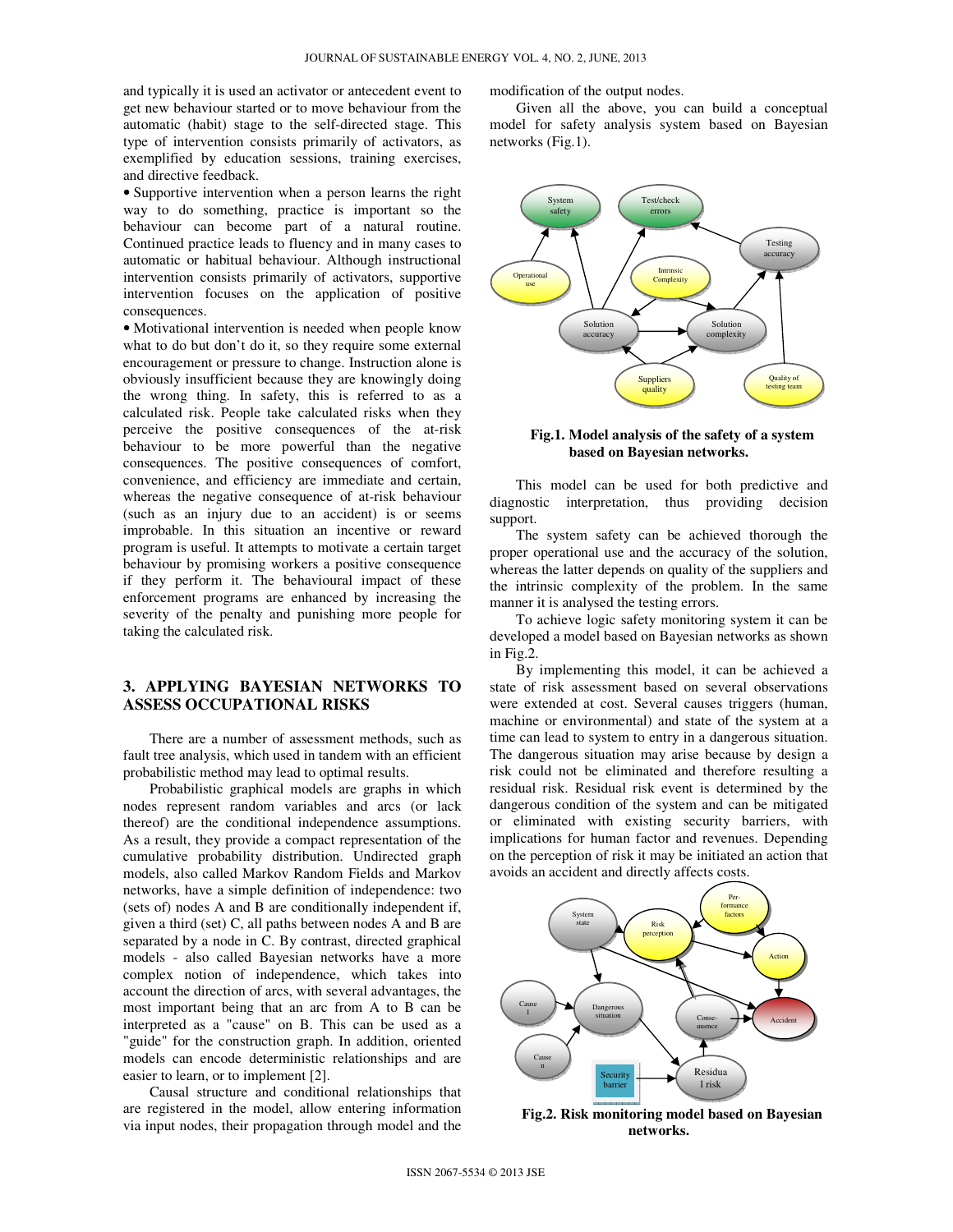and typically it is used an activator or antecedent event to get new behaviour started or to move behaviour from the automatic (habit) stage to the self-directed stage. This type of intervention consists primarily of activators, as exemplified by education sessions, training exercises, and directive feedback.

- Supportive intervention when a person learns the right way to do something, practice is important so the behaviour can become part of a natural routine. Continued practice leads to fluency and in many cases to automatic or habitual behaviour. Although instructional intervention consists primarily of activators, supportive intervention focuses on the application of positive consequences.
- Motivational intervention is needed when people know what to do but don't do it, so they require some external encouragement or pressure to change. Instruction alone is obviously insufficient because they are knowingly doing the wrong thing. In safety, this is referred to as a calculated risk. People take calculated risks when they perceive the positive consequences of the at-risk behaviour to be more powerful than the negative consequences. The positive consequences of comfort, convenience, and efficiency are immediate and certain, whereas the negative consequence of at-risk behaviour (such as an injury due to an accident) is or seems improbable. In this situation an incentive or reward program is useful. It attempts to motivate a certain target behaviour by promising workers a positive consequence if they perform it. The behavioural impact of these enforcement programs are enhanced by increasing the severity of the penalty and punishing more people for taking the calculated risk.

## 3. APPLYING BAYESIAN NETWORKS TO ASSESS OCCUPATIONAL RISKS

There are a number of assessment methods, such as fault tree analysis, which used in tandem with an efficient probabilistic method may lead to optimal results.

Probabilistic graphical models are graphs in which nodes represent random variables and arcs (or lack thereof) are the conditional independence assumptions. As a result, they provide a compact representation of the cumulative probability distribution. Undirected graph models, also called Markov Random Fields and Markov networks, have a simple definition of independence: two (sets of) nodes A and B are conditionally independent if, given a third (set) C, all paths between nodes A and B are separated by a node in C. By contrast, directed graphical models - also called Bayesian networks have a more complex notion of independence, which takes into account the direction of arcs, with several advantages, the most important being that an arc from A to B can be interpreted as a "cause" on B. This can be used as a "guide" for the construction graph. In addition, oriented models can encode deterministic relationships and are easier to learn, or to implement [2].

Causal structure and conditional relationships that are registered in the model, allow entering information via input nodes, their propagation through model and the modification of the output nodes.

Given all the above, you can build a conceptual model for safety analysis system based on Bayesian networks (Fig.1).

**Fig.1. Model analysis of the safety of a system based on Bayesian networks.**

This model can be used for both predictive and diagnostic interpretation, thus providing decision support.

The system safety can be achieved thorough the proper operational use and the accuracy of the solution, whereas the latter depends on quality of the suppliers and the intrinsic complexity of the problem. In the same manner it is analysed the testing errors.

To achieve logic safety monitoring system it can be developed a model based on Bayesian networks as shown in Fig.2.

By implementing this model, it can be achieved a state of risk assessment based on several observations were extended at cost. Several causes triggers (human, machine or environmental) and state of the system at a time can lead to system to entry in a dangerous situation. The dangerous situation may arise because by design a risk could not be eliminated and therefore resulting a residual risk. Residual risk event is determined by the dangerous condition of the system and can be mitigated or eliminated with existing security barriers, with implications for human factor and revenues. Depending on the perception of risk it may be initiated an action that avoids an accident and directly affects costs.

**Fig.2. Risk monitoring model based on Bayesian networks.**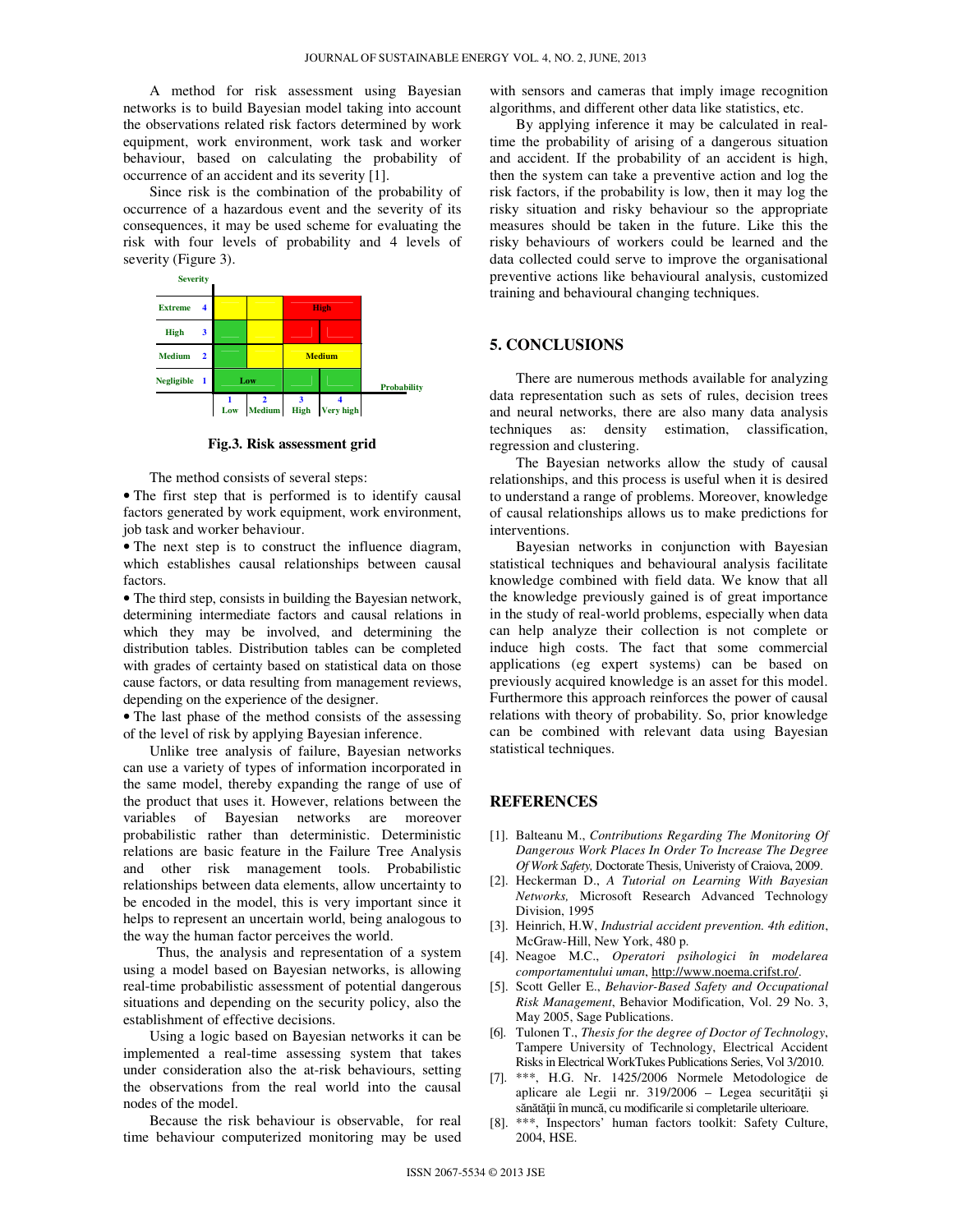A method for risk assessment using Bayesian networks is to build Bayesian model taking into account the observations related risk factors determined by work equipment, work environment, work task and worker behaviour, based on calculating the probability of occurrence of an accident and its severity [1].

Since risk is the combination of the probability of occurrence of a hazardous event and the severity of its consequences, it may be used scheme for evaluating the risk with four levels of probability and 4 levels of severity (Figure 3).

Severity

Extreme 4

High 3

Medium 2

Negligible 1

High

Medium

Low

Probability

1 Low

2 Medium

3 High

4 Very high

**Fig.3. Risk assessment grid**

The method consists of several steps:

- The first step that is performed is to identify causal factors generated by work equipment, work environment, job task and worker behaviour.
- The next step is to construct the influence diagram, which establishes causal relationships between causal factors.
- The third step, consists in building the Bayesian network, determining intermediate factors and causal relations in which they may be involved, and determining the distribution tables. Distribution tables can be completed with grades of certainty based on statistical data on those cause factors, or data resulting from management reviews, depending on the experience of the designer.
- The last phase of the method consists of the assessing of the level of risk by applying Bayesian inference.

Unlike tree analysis of failure, Bayesian networks can use a variety of types of information incorporated in the same model, thereby expanding the range of use of the product that uses it. However, relations between the variables of Bayesian networks are moreover probabilistic rather than deterministic. Deterministic relations are basic feature in the Failure Tree Analysis and other risk management tools. Probabilistic relationships between data elements, allow uncertainty to be encoded in the model, this is very important since it helps to represent an uncertain world, being analogous to the way the human factor perceives the world.

Thus, the analysis and representation of a system using a model based on Bayesian networks, is allowing real-time probabilistic assessment of potential dangerous situations and depending on the security policy, also the establishment of effective decisions.

Using a logic based on Bayesian networks it can be implemented a real-time assessing system that takes under consideration also the at-risk behaviours, setting the observations from the real world into the causal nodes of the model.

Because the risk behaviour is observable, for real time behaviour computerized monitoring may be used with sensors and cameras that imply image recognition algorithms, and different other data like statistics, etc.

By applying inference it may be calculated in real-time the probability of arising of a dangerous situation and accident. If the probability of an accident is high, then the system can take a preventive action and log the risk factors, if the probability is low, then it may log the risky situation and risky behaviour so the appropriate measures should be taken in the future. Like this the risky behaviours of workers could be learned and the data collected could serve to improve the organisational preventive actions like behavioural analysis, customized training and behavioural changing techniques.

## 5. CONCLUSIONS

There are numerous methods available for analyzing data representation such as sets of rules, decision trees and neural networks, there are also many data analysis techniques as: density estimation, classification, regression and clustering.

The Bayesian networks allow the study of causal relationships, and this process is useful when it is desired to understand a range of problems. Moreover, knowledge of causal relationships allows us to make predictions for interventions.

Bayesian networks in conjunction with Bayesian statistical techniques and behavioural analysis facilitate knowledge combined with field data. We know that all the knowledge previously gained is of great importance in the study of real-world problems, especially when data can help analyze their collection is not complete or induce high costs. The fact that some commercial applications (eg expert systems) can be based on previously acquired knowledge is an asset for this model. Furthermore this approach reinforces the power of causal relations with theory of probability. So, prior knowledge can be combined with relevant data using Bayesian statistical techniques.

## REFERENCES

[1]. Balteanu M., *Contributions Regarding The Monitoring Of Dangerous Work Places In Order To Increase The Degree Of Work Safety,* Doctorate Thesis, Univeristy of Craiova, 2009.

[2]. Heckerman D., *A Tutorial on Learning With Bayesian Networks,* Microsoft Research Advanced Technology Division, 1995

[3]. Heinrich, H.W, *Industrial accident prevention. 4th edition*, McGraw-Hill, New York, 480 p.

[4]. Neagoe M.C., *Operatori psihologici în modelarea comportamentului uman*, http://www.noema.crifst.ro/.

[5]. Scott Geller E., *Behavior-Based Safety and Occupational Risk Management*, Behavior Modification, Vol. 29 No. 3, May 2005, Sage Publications.

[6]. Tulonen T., *Thesis for the degree of Doctor of Technology*, Tampere University of Technology, Electrical Accident Risks in Electrical WorkTukes Publications Series, Vol 3/2010.

[7]. \*\*\*, H.G. Nr. 1425/2006 Normele Metodologice de aplicare ale Legii nr. 319/2006 – Legea securităţii şi sănătăţii în muncă, cu modificarile si completarile ulterioare.

[8]. \*\*\*, Inspectors' human factors toolkit: Safety Culture, 2004, HSE.